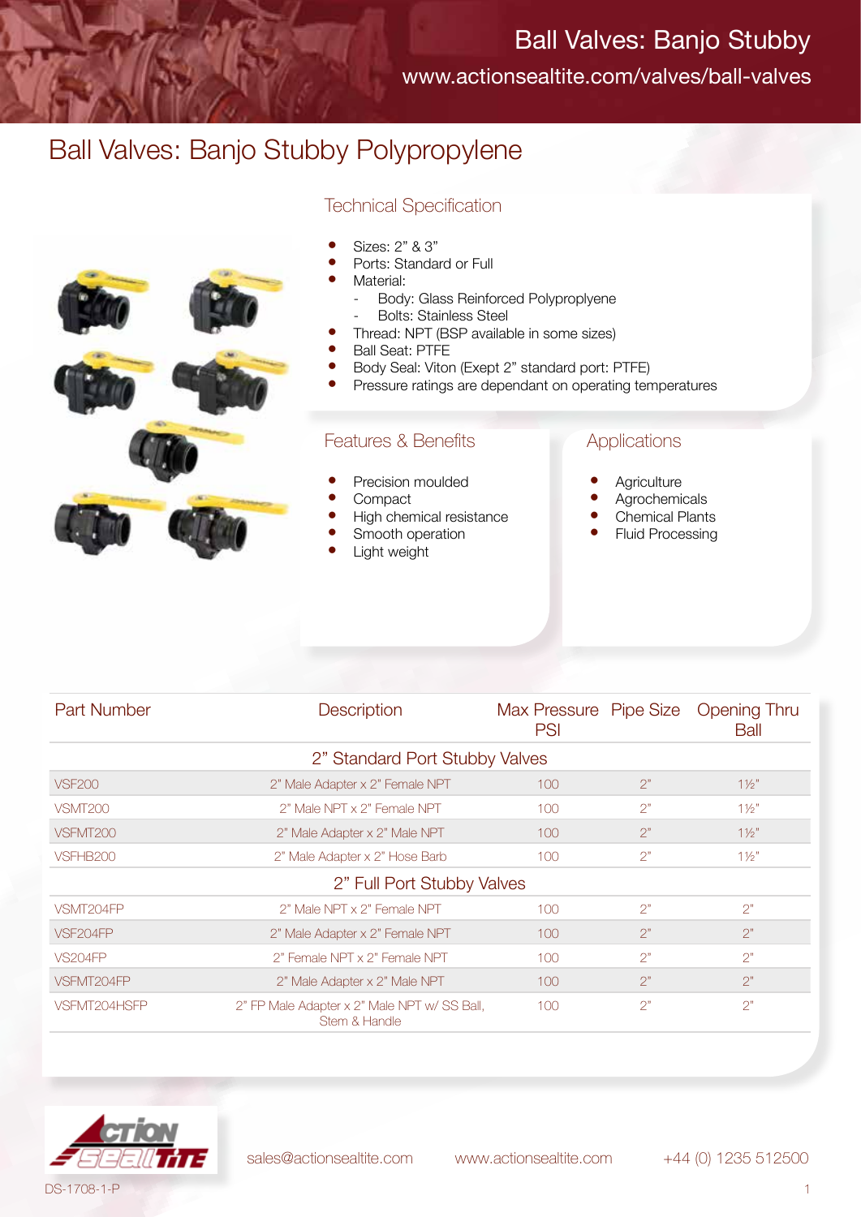# Ball Valves: Banjo Stubby Polypropylene

## Technical Specification

- Sizes: 2” & 3”
- Ports: Standard or Full
- Material:
  - Body: Glass Reinforced Polyproplyene
  - Bolts: Stainless Steel
- Thread: NPT (BSP available in some sizes)
- Ball Seat: PTFE
- Body Seal: Viton (Exept 2” standard port: PTFE)
- Pressure ratings are dependant on operating temperatures

## Features & Benefits

- Precision moulded
- Compact
- High chemical resistance
- Smooth operation
- Light weight

## Applications

- Agriculture
- Agrochemicals
- Chemical Plants
- Fluid Processing

| Part Number | Description | Max Pressure PSI | Pipe Size | Opening Thru Ball |
|---|---|---|---|---|
| **2” Standard Port Stubby Valves** | | | | |
| VSF200 | 2" Male Adapter x 2" Female NPT | 100 | 2" | 1½" |
| VSMT200 | 2" Male NPT x 2" Female NPT | 100 | 2" | 1½" |
| VSFMT200 | 2" Male Adapter x 2" Male NPT | 100 | 2" | 1½" |
| VSFHB200 | 2" Male Adapter x 2" Hose Barb | 100 | 2" | 1½" |
| **2” Full Port Stubby Valves** | | | | |
| VSMT204FP | 2" Male NPT x 2" Female NPT | 100 | 2" | 2" |
| VSF204FP | 2" Male Adapter x 2" Female NPT | 100 | 2" | 2" |
| VS204FP | 2" Female NPT x 2" Female NPT | 100 | 2" | 2" |
| VSFMT204FP | 2" Male Adapter x 2" Male NPT | 100 | 2" | 2" |
| VSFMT204HSFP | 2" FP Male Adapter x 2" Male NPT w/ SS Ball, Stem & Handle | 100 | 2" | 2" |

sales@actionsealtite.com www.actionsealtite.com +44 (0) 1235 512500

DS-1708-1-P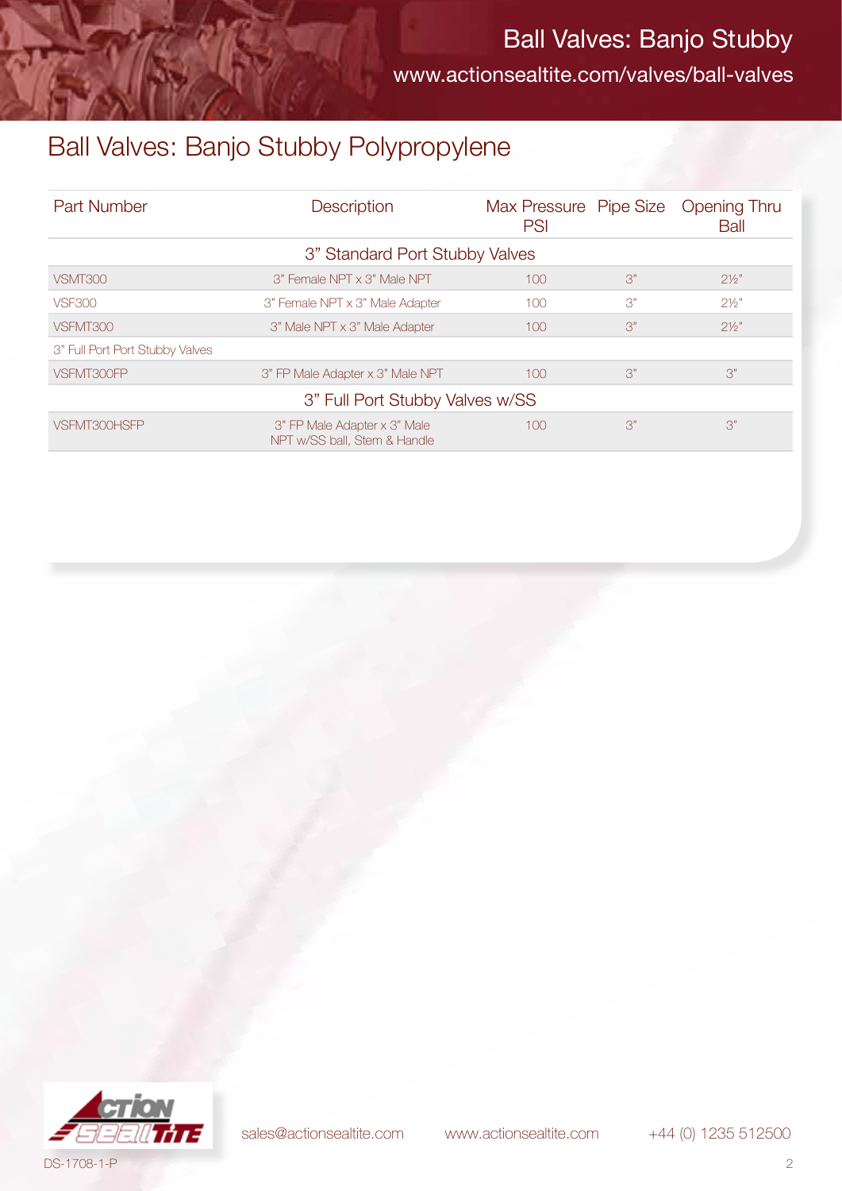# Ball Valves: Banjo Stubby Polypropylene

| Part Number | Description | Max Pressure PSI | Pipe Size | Opening Thru Ball |
|---|---|---|---|---|
| 3" Standard Port Stubby Valves | | | | |
| VSMT300 | 3" Female NPT x 3" Male NPT | 100 | 3" | 2½" |
| VSF300 | 3" Female NPT x 3" Male Adapter | 100 | 3" | 2½" |
| VSFMT300 | 3" Male NPT x 3" Male Adapter | 100 | 3" | 2½" |
| 3" Full Port Port Stubby Valves | | | | |
| VSFMT300FP | 3" FP Male Adapter x 3" Male NPT | 100 | 3" | 3" |
| 3" Full Port Stubby Valves w/SS | | | | |
| VSFMT300HSFP | 3" FP Male Adapter x 3" Male NPT w/SS ball, Stem & Handle | 100 | 3" | 3" |

sales@actionsealtite.com www.actionsealtite.com +44 (0) 1235 512500

DS-1708-1-P